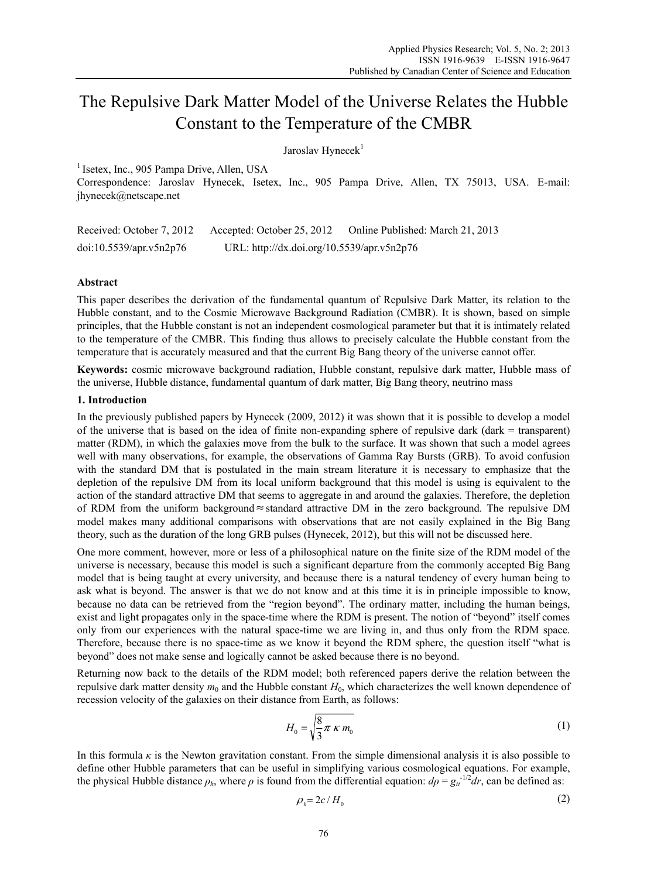# The Repulsive Dark Matter Model of the Universe Relates the Hubble Constant to the Temperature of the CMBR

Jaroslav Hynecek[1]

[1] Isetex, Inc., 905 Pampa Drive, Allen, USA

Correspondence: Jaroslav Hynecek, Isetex, Inc., 905 Pampa Drive, Allen, TX 75013, USA. E-mail: jhynecek@netscape.net

Received: October 7, 2012 Accepted: October 25, 2012 Online Published: March 21, 2013

doi:10.5539/apr.v5n2p76 URL: http://dx.doi.org/10.5539/apr.v5n2p76

## Abstract

This paper describes the derivation of the fundamental quantum of Repulsive Dark Matter, its relation to the Hubble constant, and to the Cosmic Microwave Background Radiation (CMBR). It is shown, based on simple principles, that the Hubble constant is not an independent cosmological parameter but that it is intimately related to the temperature of the CMBR. This finding thus allows to precisely calculate the Hubble constant from the temperature that is accurately measured and that the current Big Bang theory of the universe cannot offer.

**Keywords:** cosmic microwave background radiation, Hubble constant, repulsive dark matter, Hubble mass of the universe, Hubble distance, fundamental quantum of dark matter, Big Bang theory, neutrino mass

## 1. Introduction

In the previously published papers by Hynecek (2009, 2012) it was shown that it is possible to develop a model of the universe that is based on the idea of finite non-expanding sphere of repulsive dark (dark = transparent) matter (RDM), in which the galaxies move from the bulk to the surface. It was shown that such a model agrees well with many observations, for example, the observations of Gamma Ray Bursts (GRB). To avoid confusion with the standard DM that is postulated in the main stream literature it is necessary to emphasize that the depletion of the repulsive DM from its local uniform background that this model is using is equivalent to the action of the standard attractive DM that seems to aggregate in and around the galaxies. Therefore, the depletion of RDM from the uniform background ≈ standard attractive DM in the zero background. The repulsive DM model makes many additional comparisons with observations that are not easily explained in the Big Bang theory, such as the duration of the long GRB pulses (Hynecek, 2012), but this will not be discussed here.

One more comment, however, more or less of a philosophical nature on the finite size of the RDM model of the universe is necessary, because this model is such a significant departure from the commonly accepted Big Bang model that is being taught at every university, and because there is a natural tendency of every human being to ask what is beyond. The answer is that we do not know and at this time it is in principle impossible to know, because no data can be retrieved from the "region beyond". The ordinary matter, including the human beings, exist and light propagates only in the space-time where the RDM is present. The notion of "beyond" itself comes only from our experiences with the natural space-time we are living in, and thus only from the RDM space. Therefore, because there is no space-time as we know it beyond the RDM sphere, the question itself "what is beyond" does not make sense and logically cannot be asked because there is no beyond.

Returning now back to the details of the RDM model; both referenced papers derive the relation between the repulsive dark matter density $m_0$ and the Hubble constant $H_0$, which characterizes the well known dependence of recession velocity of the galaxies on their distance from Earth, as follows:

$$H_0 = \sqrt{\frac{8}{3}\pi \,\kappa\, m_0} \tag{1}$$

In this formula $\kappa$ is the Newton gravitation constant. From the simple dimensional analysis it is also possible to define other Hubble parameters that can be useful in simplifying various cosmological equations. For example, the physical Hubble distance $\rho_h$, where $\rho$ is found from the differential equation: $d\rho = g_{tt}^{-1/2}dr$, can be defined as:

$$\rho_h = 2c / H_0 \tag{2}$$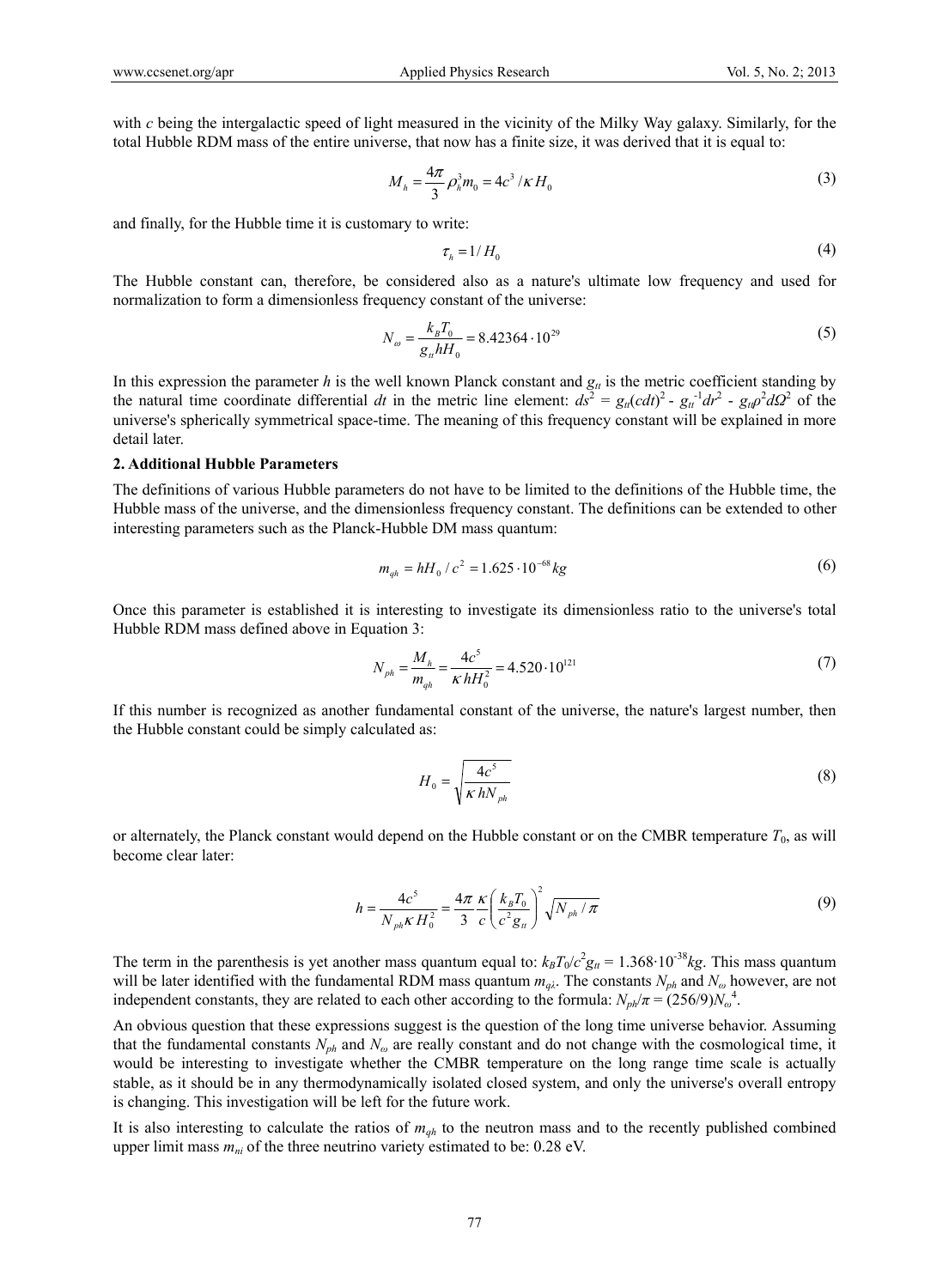with $c$ being the intergalactic speed of light measured in the vicinity of the Milky Way galaxy. Similarly, for the total Hubble RDM mass of the entire universe, that now has a finite size, it was derived that it is equal to:

$$M_h = \frac{4\pi}{3}\rho_h^3 m_0 = 4c^3 / \kappa H_0 \tag{3}$$

and finally, for the Hubble time it is customary to write:

$$\tau_h = 1/H_0 \tag{4}$$

The Hubble constant can, therefore, be considered also as a nature's ultimate low frequency and used for normalization to form a dimensionless frequency constant of the universe:

$$N_\omega = \frac{k_B T_0}{g_{tt} h H_0} = 8.42364 \cdot 10^{29} \tag{5}$$

In this expression the parameter $h$ is the well known Planck constant and $g_{tt}$ is the metric coefficient standing by the natural time coordinate differential $dt$ in the metric line element: $ds^2 = g_{tt}(cdt)^2 - g_{tt}^{-1}dr^2 - g_{tt}\rho^2 d\Omega^2$ of the universe's spherically symmetrical space-time. The meaning of this frequency constant will be explained in more detail later.

## 2. Additional Hubble Parameters

The definitions of various Hubble parameters do not have to be limited to the definitions of the Hubble time, the Hubble mass of the universe, and the dimensionless frequency constant. The definitions can be extended to other interesting parameters such as the Planck-Hubble DM mass quantum:

$$m_{qh} = hH_0 / c^2 = 1.625 \cdot 10^{-68} kg \tag{6}$$

Once this parameter is established it is interesting to investigate its dimensionless ratio to the universe's total Hubble RDM mass defined above in Equation 3:

$$N_{ph} = \frac{M_h}{m_{qh}} = \frac{4c^5}{\kappa h H_0^2} = 4.520 \cdot 10^{121} \tag{7}$$

If this number is recognized as another fundamental constant of the universe, the nature's largest number, then the Hubble constant could be simply calculated as:

$$H_0 = \sqrt{\frac{4c^5}{\kappa h N_{ph}}} \tag{8}$$

or alternately, the Planck constant would depend on the Hubble constant or on the CMBR temperature $T_0$, as will become clear later:

$$h = \frac{4c^5}{N_{ph}\kappa H_0^2} = \frac{4\pi}{3}\frac{\kappa}{c}\left(\frac{k_B T_0}{c^2 g_{tt}}\right)^2 \sqrt{N_{ph}/\pi} \tag{9}$$

The term in the parenthesis is yet another mass quantum equal to: $k_B T_0/c^2 g_{tt} = 1.368 \cdot 10^{-38} kg$. This mass quantum will be later identified with the fundamental RDM mass quantum $m_{q\lambda}$. The constants $N_{ph}$ and $N_\omega$ however, are not independent constants, they are related to each other according to the formula: $N_{ph}/\pi = (256/9)N_\omega^4$.

An obvious question that these expressions suggest is the question of the long time universe behavior. Assuming that the fundamental constants $N_{ph}$ and $N_\omega$ are really constant and do not change with the cosmological time, it would be interesting to investigate whether the CMBR temperature on the long range time scale is actually stable, as it should be in any thermodynamically isolated closed system, and only the universe's overall entropy is changing. This investigation will be left for the future work.

It is also interesting to calculate the ratios of $m_{qh}$ to the neutron mass and to the recently published combined upper limit mass $m_{nt}$ of the three neutrino variety estimated to be: 0.28 eV.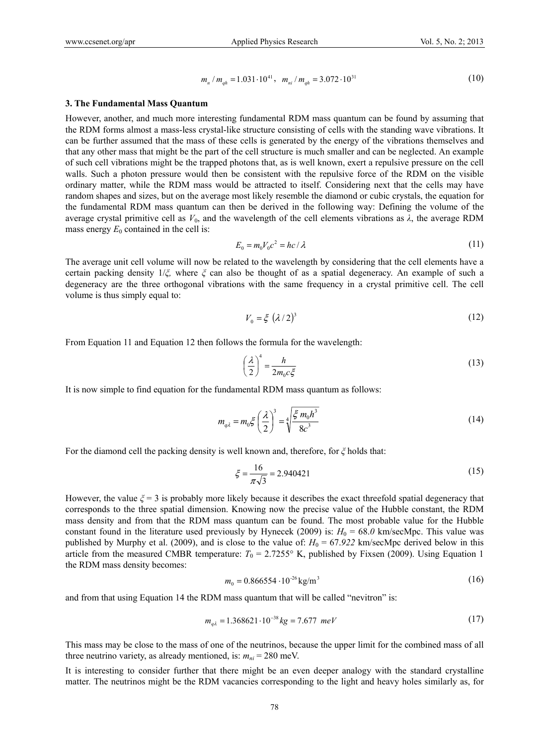$$m_n / m_{qh} = 1.031 \cdot 10^{41}, \quad m_{ni} / m_{qh} = 3.072 \cdot 10^{31} \tag{10}$$

### 3. The Fundamental Mass Quantum

However, another, and much more interesting fundamental RDM mass quantum can be found by assuming that the RDM forms almost a mass-less crystal-like structure consisting of cells with the standing wave vibrations. It can be further assumed that the mass of these cells is generated by the energy of the vibrations themselves and that any other mass that might be the part of the cell structure is much smaller and can be neglected. An example of such cell vibrations might be the trapped photons that, as is well known, exert a repulsive pressure on the cell walls. Such a photon pressure would then be consistent with the repulsive force of the RDM on the visible ordinary matter, while the RDM mass would be attracted to itself. Considering next that the cells may have random shapes and sizes, but on the average most likely resemble the diamond or cubic crystals, the equation for the fundamental RDM mass quantum can then be derived in the following way: Defining the volume of the average crystal primitive cell as $V_0$, and the wavelength of the cell elements vibrations as $\lambda$, the average RDM mass energy $E_0$ contained in the cell is:

$$E_0 = m_0 V_0 c^2 = hc / \lambda \tag{11}$$

The average unit cell volume will now be related to the wavelength by considering that the cell elements have a certain packing density $1/\xi$, where $\xi$ can also be thought of as a spatial degeneracy. An example of such a degeneracy are the three orthogonal vibrations with the same frequency in a crystal primitive cell. The cell volume is thus simply equal to:

$$V_0 = \xi \left( \lambda / 2 \right)^3 \tag{12}$$

From Equation 11 and Equation 12 then follows the formula for the wavelength:

$$\left( \frac{\lambda}{2} \right)^4 = \frac{h}{2 m_0 c \xi} \tag{13}$$

It is now simple to find equation for the fundamental RDM mass quantum as follows:

$$m_{q\lambda} = m_0 \xi \left( \frac{\lambda}{2} \right)^3 = \sqrt[4]{\frac{\xi \, m_0 h^3}{8 c^3}} \tag{14}$$

For the diamond cell the packing density is well known and, therefore, for $\xi$ holds that:

$$\xi = \frac{16}{\pi \sqrt{3}} = 2.940421 \tag{15}$$

However, the value $\xi = 3$ is probably more likely because it describes the exact threefold spatial degeneracy that corresponds to the three spatial dimension. Knowing now the precise value of the Hubble constant, the RDM mass density and from that the RDM mass quantum can be found. The most probable value for the Hubble constant found in the literature used previously by Hynecek (2009) is: $H_0 = 68.0$ km/secMpc. This value was published by Murphy et al. (2009), and is close to the value of: $H_0 = 67.922$ km/secMpc derived below in this article from the measured CMBR temperature: $T_0 = 2.7255°$ K, published by Fixsen (2009). Using Equation 1 the RDM mass density becomes:

$$m_0 = 0.866554 \cdot 10^{-26} \text{kg/m}^3 \tag{16}$$

and from that using Equation 14 the RDM mass quantum that will be called "nevitron" is:

$$m_{q\lambda} = 1.368621 \cdot 10^{-38} kg = 7.677 \ meV \tag{17}$$

This mass may be close to the mass of one of the neutrinos, because the upper limit for the combined mass of all three neutrino variety, as already mentioned, is: $m_{ni} = 280$ meV.

It is interesting to consider further that there might be an even deeper analogy with the standard crystalline matter. The neutrinos might be the RDM vacancies corresponding to the light and heavy holes similarly as, for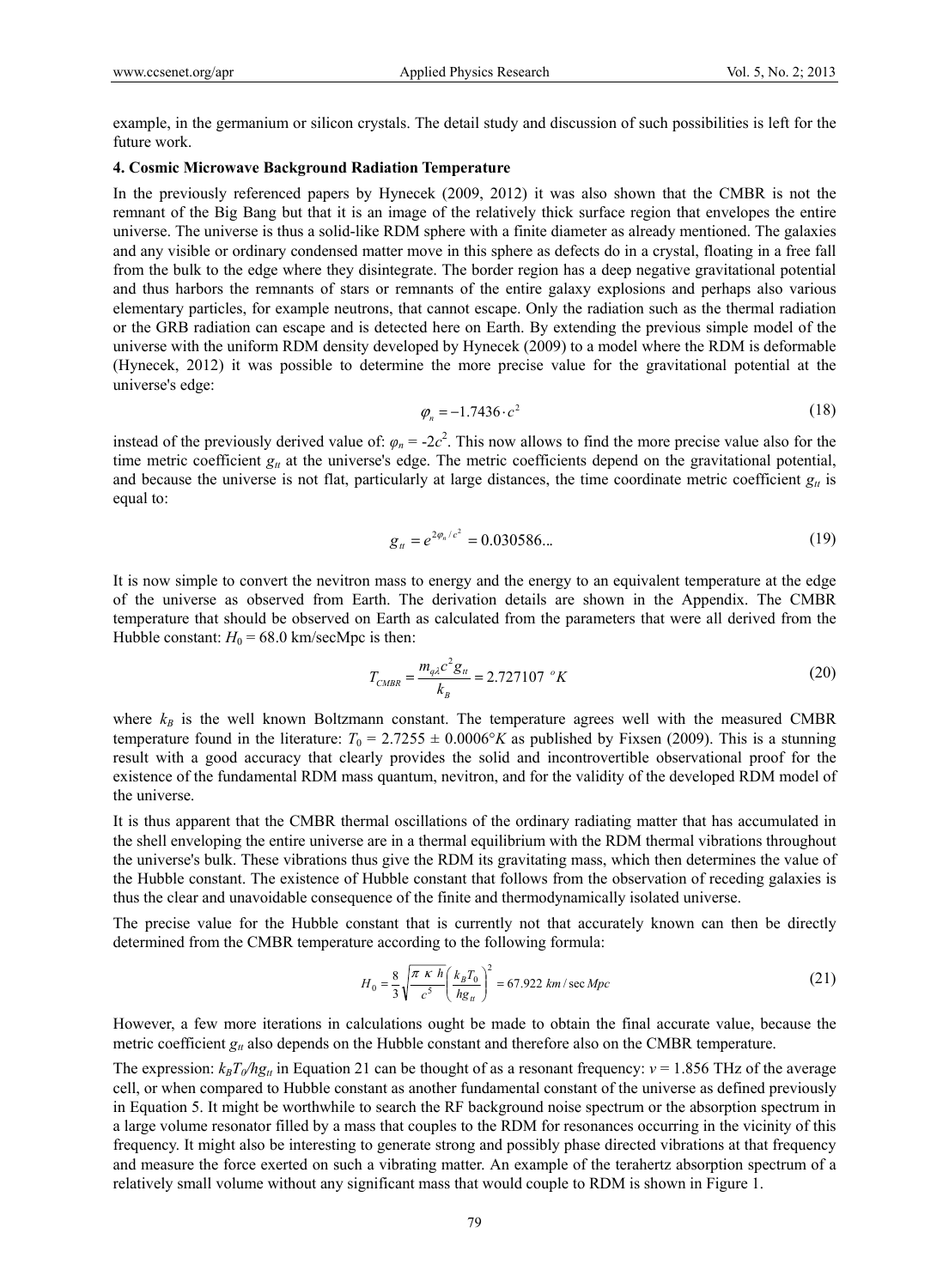example, in the germanium or silicon crystals. The detail study and discussion of such possibilities is left for the future work.

### 4. Cosmic Microwave Background Radiation Temperature

In the previously referenced papers by Hynecek (2009, 2012) it was also shown that the CMBR is not the remnant of the Big Bang but that it is an image of the relatively thick surface region that envelopes the entire universe. The universe is thus a solid-like RDM sphere with a finite diameter as already mentioned. The galaxies and any visible or ordinary condensed matter move in this sphere as defects do in a crystal, floating in a free fall from the bulk to the edge where they disintegrate. The border region has a deep negative gravitational potential and thus harbors the remnants of stars or remnants of the entire galaxy explosions and perhaps also various elementary particles, for example neutrons, that cannot escape. Only the radiation such as the thermal radiation or the GRB radiation can escape and is detected here on Earth. By extending the previous simple model of the universe with the uniform RDM density developed by Hynecek (2009) to a model where the RDM is deformable (Hynecek, 2012) it was possible to determine the more precise value for the gravitational potential at the universe's edge:

$$\varphi_n = -1.7436 \cdot c^2 \tag{18}$$

instead of the previously derived value of: $\varphi_n = -2c^2$. This now allows to find the more precise value also for the time metric coefficient $g_{tt}$ at the universe's edge. The metric coefficients depend on the gravitational potential, and because the universe is not flat, particularly at large distances, the time coordinate metric coefficient $g_{tt}$ is equal to:

$$g_{tt} = e^{2\varphi_n / c^2} = 0.030586... \tag{19}$$

It is now simple to convert the nevitron mass to energy and the energy to an equivalent temperature at the edge of the universe as observed from Earth. The derivation details are shown in the Appendix. The CMBR temperature that should be observed on Earth as calculated from the parameters that were all derived from the Hubble constant: $H_0 = 68.0$ km/secMpc is then:

$$T_{CMBR} = \frac{m_{q\lambda} c^2 g_{tt}}{k_B} = 2.727107\ {}^{o}K \tag{20}$$

where $k_B$ is the well known Boltzmann constant. The temperature agrees well with the measured CMBR temperature found in the literature: $T_0 = 2.7255 \pm 0.0006°K$ as published by Fixsen (2009). This is a stunning result with a good accuracy that clearly provides the solid and incontrovertible observational proof for the existence of the fundamental RDM mass quantum, nevitron, and for the validity of the developed RDM model of the universe.

It is thus apparent that the CMBR thermal oscillations of the ordinary radiating matter that has accumulated in the shell enveloping the entire universe are in a thermal equilibrium with the RDM thermal vibrations throughout the universe's bulk. These vibrations thus give the RDM its gravitating mass, which then determines the value of the Hubble constant. The existence of Hubble constant that follows from the observation of receding galaxies is thus the clear and unavoidable consequence of the finite and thermodynamically isolated universe.

The precise value for the Hubble constant that is currently not that accurately known can then be directly determined from the CMBR temperature according to the following formula:

$$H_0 = \frac{8}{3}\sqrt{\frac{\pi\ \kappa\ h}{c^5}}\left(\frac{k_B T_0}{h g_{tt}}\right)^2 = 67.922\ km/\sec Mpc \tag{21}$$

However, a few more iterations in calculations ought be made to obtain the final accurate value, because the metric coefficient $g_{tt}$ also depends on the Hubble constant and therefore also on the CMBR temperature.

The expression: $k_B T_0 / h g_{tt}$ in Equation 21 can be thought of as a resonant frequency: $\nu = 1.856$ THz of the average cell, or when compared to Hubble constant as another fundamental constant of the universe as defined previously in Equation 5. It might be worthwhile to search the RF background noise spectrum or the absorption spectrum in a large volume resonator filled by a mass that couples to the RDM for resonances occurring in the vicinity of this frequency. It might also be interesting to generate strong and possibly phase directed vibrations at that frequency and measure the force exerted on such a vibrating matter. An example of the terahertz absorption spectrum of a relatively small volume without any significant mass that would couple to RDM is shown in Figure 1.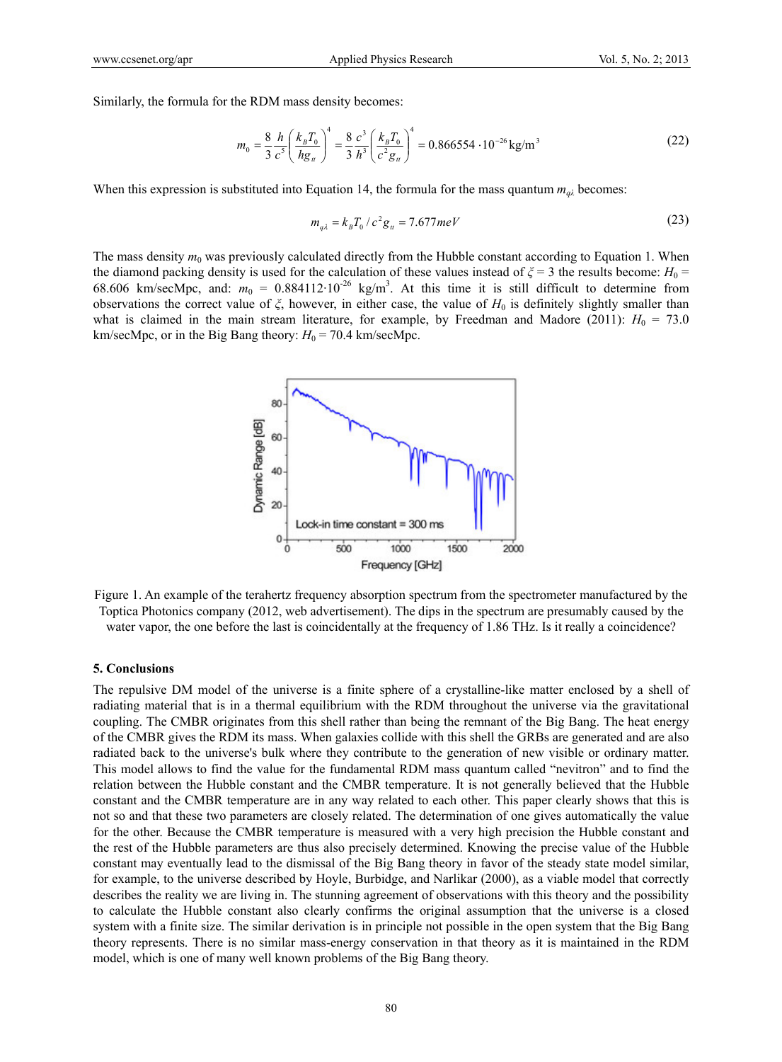Similarly, the formula for the RDM mass density becomes:

$$m_0 = \frac{8}{3}\frac{h}{c^5}\left(\frac{k_B T_0}{h g_u}\right)^4 = \frac{8}{3}\frac{c^3}{h^3}\left(\frac{k_B T_0}{c^2 g_u}\right)^4 = 0.866554 \cdot 10^{-26}\,\mathrm{kg/m^3} \tag{22}$$

When this expression is substituted into Equation 14, the formula for the mass quantum $m_{q\lambda}$ becomes:

$$m_{q\lambda} = k_B T_0 / c^2 g_u = 7.677\,meV \tag{23}$$

The mass density $m_0$ was previously calculated directly from the Hubble constant according to Equation 1. When the diamond packing density is used for the calculation of these values instead of $\xi = 3$ the results become: $H_0 =$ 68.606 km/secMpc, and: $m_0 = 0.884112 \cdot 10^{-26}$ kg/m$^3$. At this time it is still difficult to determine from observations the correct value of $\xi$, however, in either case, the value of $H_0$ is definitely slightly smaller than what is claimed in the main stream literature, for example, by Freedman and Madore (2011): $H_0 = 73.0$ km/secMpc, or in the Big Bang theory: $H_0 = 70.4$ km/secMpc.

Dynamic Range [dB]
80
60
40
20
0
Lock-in time constant = 300 ms
0
500
1000
1500
2000
Frequency [GHz]

Figure 1. An example of the terahertz frequency absorption spectrum from the spectrometer manufactured by the Toptica Photonics company (2012, web advertisement). The dips in the spectrum are presumably caused by the water vapor, the one before the last is coincidentally at the frequency of 1.86 THz. Is it really a coincidence?

## 5. Conclusions

The repulsive DM model of the universe is a finite sphere of a crystalline-like matter enclosed by a shell of radiating material that is in a thermal equilibrium with the RDM throughout the universe via the gravitational coupling. The CMBR originates from this shell rather than being the remnant of the Big Bang. The heat energy of the CMBR gives the RDM its mass. When galaxies collide with this shell the GRBs are generated and are also radiated back to the universe's bulk where they contribute to the generation of new visible or ordinary matter. This model allows to find the value for the fundamental RDM mass quantum called "nevitron" and to find the relation between the Hubble constant and the CMBR temperature. It is not generally believed that the Hubble constant and the CMBR temperature are in any way related to each other. This paper clearly shows that this is not so and that these two parameters are closely related. The determination of one gives automatically the value for the other. Because the CMBR temperature is measured with a very high precision the Hubble constant and the rest of the Hubble parameters are thus also precisely determined. Knowing the precise value of the Hubble constant may eventually lead to the dismissal of the Big Bang theory in favor of the steady state model similar, for example, to the universe described by Hoyle, Burbidge, and Narlikar (2000), as a viable model that correctly describes the reality we are living in. The stunning agreement of observations with this theory and the possibility to calculate the Hubble constant also clearly confirms the original assumption that the universe is a closed system with a finite size. The similar derivation is in principle not possible in the open system that the Big Bang theory represents. There is no similar mass-energy conservation in that theory as it is maintained in the RDM model, which is one of many well known problems of the Big Bang theory.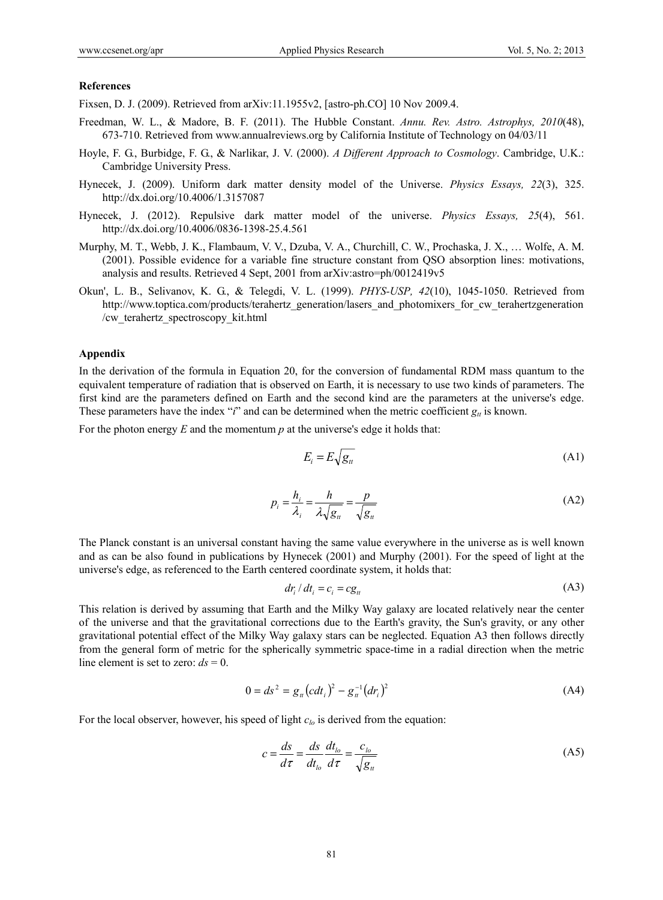**References**

Fixsen, D. J. (2009). Retrieved from arXiv:11.1955v2, [astro-ph.CO] 10 Nov 2009.4.

Freedman, W. L., & Madore, B. F. (2011). The Hubble Constant. *Annu. Rev. Astro. Astrophys, 2010*(48), 673-710. Retrieved from www.annualreviews.org by California Institute of Technology on 04/03/11

Hoyle, F. G., Burbidge, F. G., & Narlikar, J. V. (2000). *A Different Approach to Cosmology*. Cambridge, U.K.: Cambridge University Press.

Hynecek, J. (2009). Uniform dark matter density model of the Universe. *Physics Essays, 22*(3), 325. http://dx.doi.org/10.4006/1.3157087

Hynecek, J. (2012). Repulsive dark matter model of the universe. *Physics Essays, 25*(4), 561. http://dx.doi.org/10.4006/0836-1398-25.4.561

Murphy, M. T., Webb, J. K., Flambaum, V. V., Dzuba, V. A., Churchill, C. W., Prochaska, J. X., … Wolfe, A. M. (2001). Possible evidence for a variable fine structure constant from QSO absorption lines: motivations, analysis and results. Retrieved 4 Sept, 2001 from arXiv:astro=ph/0012419v5

Okun', L. B., Selivanov, K. G., & Telegdi, V. L. (1999). *PHYS-USP, 42*(10), 1045-1050. Retrieved from http://www.toptica.com/products/terahertz_generation/lasers_and_photomixers_for_cw_terahertzgeneration/cw_terahertz_spectroscopy_kit.html

**Appendix**

In the derivation of the formula in Equation 20, for the conversion of fundamental RDM mass quantum to the equivalent temperature of radiation that is observed on Earth, it is necessary to use two kinds of parameters. The first kind are the parameters defined on Earth and the second kind are the parameters at the universe's edge. These parameters have the index "*i*" and can be determined when the metric coefficient $g_{tt}$ is known.

For the photon energy $E$ and the momentum $p$ at the universe's edge it holds that:

$$E_i = E\sqrt{g_{tt}} \tag{A1}$$

$$p_i = \frac{h_i}{\lambda_i} = \frac{h}{\lambda\sqrt{g_{tt}}} = \frac{p}{\sqrt{g_{tt}}} \tag{A2}$$

The Planck constant is an universal constant having the same value everywhere in the universe as is well known and as can be also found in publications by Hynecek (2001) and Murphy (2001). For the speed of light at the universe's edge, as referenced to the Earth centered coordinate system, it holds that:

$$dr_i / dt_i = c_i = cg_{tt} \tag{A3}$$

This relation is derived by assuming that Earth and the Milky Way galaxy are located relatively near the center of the universe and that the gravitational corrections due to the Earth's gravity, the Sun's gravity, or any other gravitational potential effect of the Milky Way galaxy stars can be neglected. Equation A3 then follows directly from the general form of metric for the spherically symmetric space-time in a radial direction when the metric line element is set to zero: $ds = 0$.

$$0 = ds^2 = g_{tt}\left(cdt_i\right)^2 - g_{tt}^{-1}\left(dr_i\right)^2 \tag{A4}$$

For the local observer, however, his speed of light $c_{lo}$ is derived from the equation:

$$c = \frac{ds}{d\tau} = \frac{ds}{dt_{lo}}\frac{dt_{lo}}{d\tau} = \frac{c_{lo}}{\sqrt{g_{tt}}} \tag{A5}$$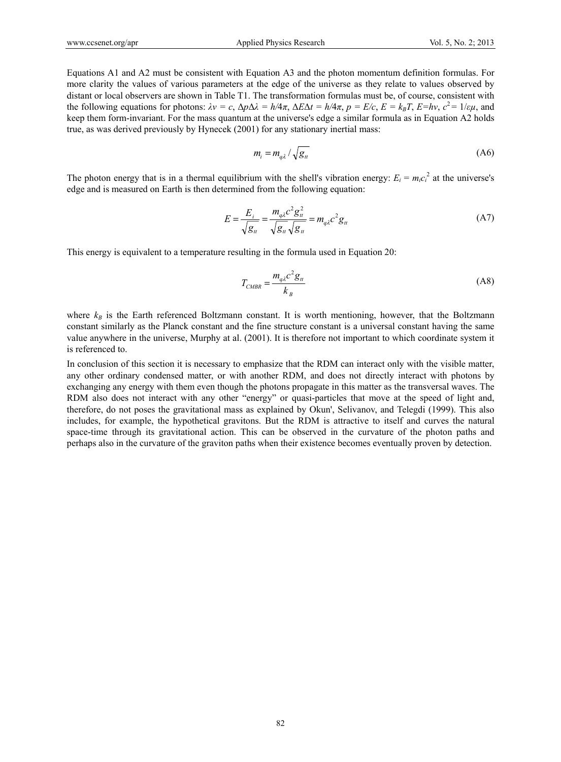Equations A1 and A2 must be consistent with Equation A3 and the photon momentum definition formulas. For more clarity the values of various parameters at the edge of the universe as they relate to values observed by distant or local observers are shown in Table T1. The transformation formulas must be, of course, consistent with the following equations for photons: $\lambda\nu = c$, $\Delta p\Delta\lambda = h/4\pi$, $\Delta E\Delta t = h/4\pi$, $p = E/c$, $E = k_BT$, $E=h\nu$, $c^2 = 1/\varepsilon\mu$, and keep them form-invariant. For the mass quantum at the universe's edge a similar formula as in Equation A2 holds true, as was derived previously by Hynecek (2001) for any stationary inertial mass:

$$m_i = m_{q\lambda} / \sqrt{g_{tt}} \tag{A6}$$

The photon energy that is in a thermal equilibrium with the shell's vibration energy: $E_i = m_i c_i^2$ at the universe's edge and is measured on Earth is then determined from the following equation:

$$E = \frac{E_i}{\sqrt{g_{tt}}} = \frac{m_{q\lambda}c^2 g_{tt}^2}{\sqrt{g_{tt}}\sqrt{g_{tt}}} = m_{q\lambda}c^2 g_{tt} \tag{A7}$$

This energy is equivalent to a temperature resulting in the formula used in Equation 20:

$$T_{CMBR} = \frac{m_{q\lambda}c^2 g_{tt}}{k_B} \tag{A8}$$

where $k_B$ is the Earth referenced Boltzmann constant. It is worth mentioning, however, that the Boltzmann constant similarly as the Planck constant and the fine structure constant is a universal constant having the same value anywhere in the universe, Murphy at al. (2001). It is therefore not important to which coordinate system it is referenced to.

In conclusion of this section it is necessary to emphasize that the RDM can interact only with the visible matter, any other ordinary condensed matter, or with another RDM, and does not directly interact with photons by exchanging any energy with them even though the photons propagate in this matter as the transversal waves. The RDM also does not interact with any other "energy" or quasi-particles that move at the speed of light and, therefore, do not poses the gravitational mass as explained by Okun', Selivanov, and Telegdi (1999). This also includes, for example, the hypothetical gravitons. But the RDM is attractive to itself and curves the natural space-time through its gravitational action. This can be observed in the curvature of the photon paths and perhaps also in the curvature of the graviton paths when their existence becomes eventually proven by detection.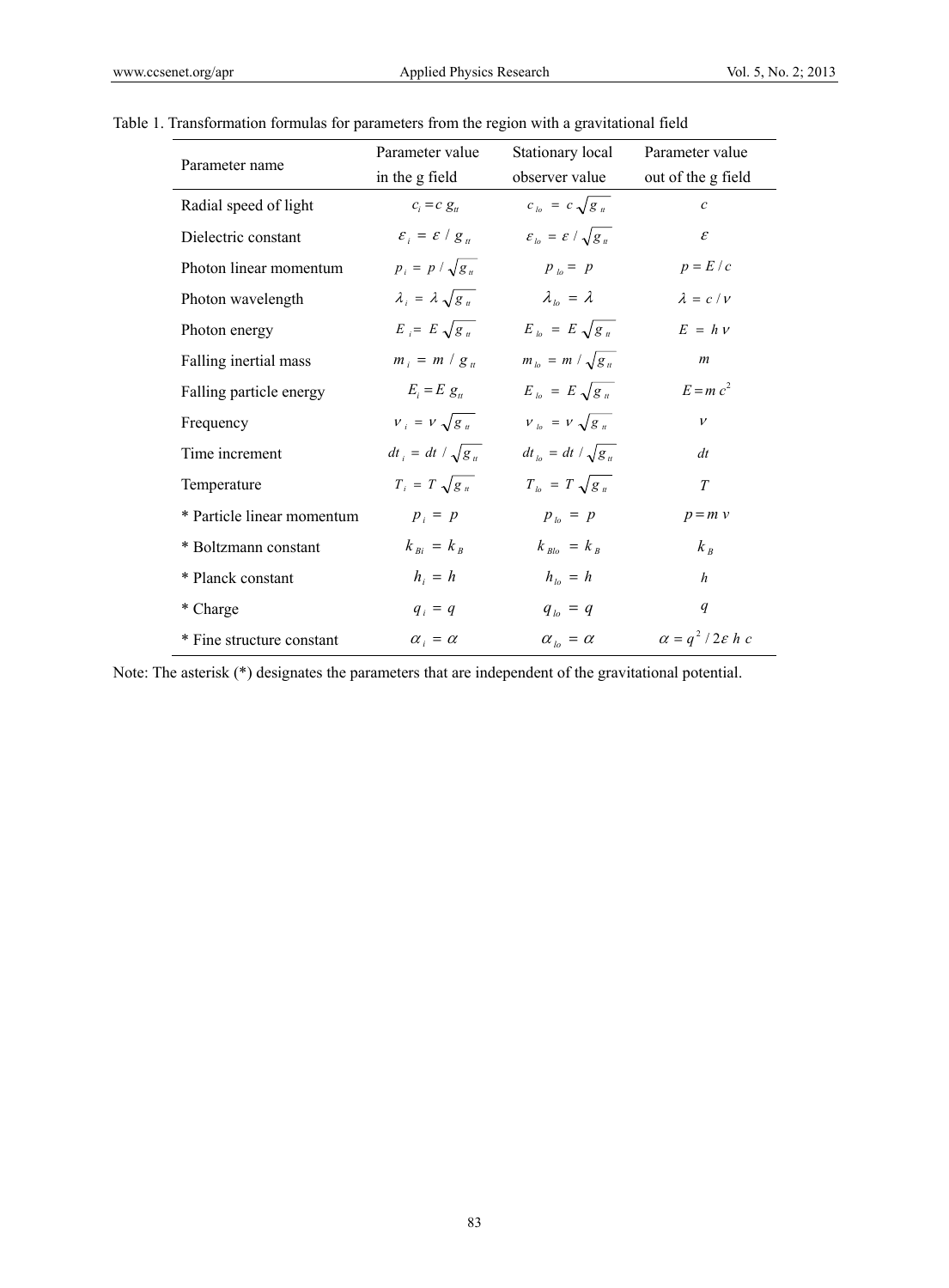Table 1. Transformation formulas for parameters from the region with a gravitational field

| Parameter name | Parameter value in the g field | Stationary local observer value | Parameter value out of the g field |
|---|---|---|---|
| Radial speed of light | $c_i = c\, g_{tt}$ | $c_{lo} = c\sqrt{g_{tt}}$ | $c$ |
| Dielectric constant | $\varepsilon_i = \varepsilon / g_{tt}$ | $\varepsilon_{lo} = \varepsilon / \sqrt{g_{tt}}$ | $\varepsilon$ |
| Photon linear momentum | $p_i = p / \sqrt{g_{tt}}$ | $p_{lo} = p$ | $p = E / c$ |
| Photon wavelength | $\lambda_i = \lambda \sqrt{g_{tt}}$ | $\lambda_{lo} = \lambda$ | $\lambda = c / \nu$ |
| Photon energy | $E_i = E\sqrt{g_{tt}}$ | $E_{lo} = E\sqrt{g_{tt}}$ | $E = h\nu$ |
| Falling inertial mass | $m_i = m / g_{tt}$ | $m_{lo} = m / \sqrt{g_{tt}}$ | $m$ |
| Falling particle energy | $E_i = E\, g_{tt}$ | $E_{lo} = E\sqrt{g_{tt}}$ | $E = m\, c^2$ |
| Frequency | $\nu_i = \nu \sqrt{g_{tt}}$ | $\nu_{lo} = \nu \sqrt{g_{tt}}$ | $\nu$ |
| Time increment | $dt_i = dt / \sqrt{g_{tt}}$ | $dt_{lo} = dt / \sqrt{g_{tt}}$ | $dt$ |
| Temperature | $T_i = T\sqrt{g_{tt}}$ | $T_{lo} = T\sqrt{g_{tt}}$ | $T$ |
| * Particle linear momentum | $p_i = p$ | $p_{lo} = p$ | $p = m\, v$ |
| * Boltzmann constant | $k_{Bi} = k_B$ | $k_{Blo} = k_B$ | $k_B$ |
| * Planck constant | $h_i = h$ | $h_{lo} = h$ | $h$ |
| * Charge | $q_i = q$ | $q_{lo} = q$ | $q$ |
| * Fine structure constant | $\alpha_i = \alpha$ | $\alpha_{lo} = \alpha$ | $\alpha = q^2 / 2\varepsilon\, h\, c$ |

Note: The asterisk (*) designates the parameters that are independent of the gravitational potential.